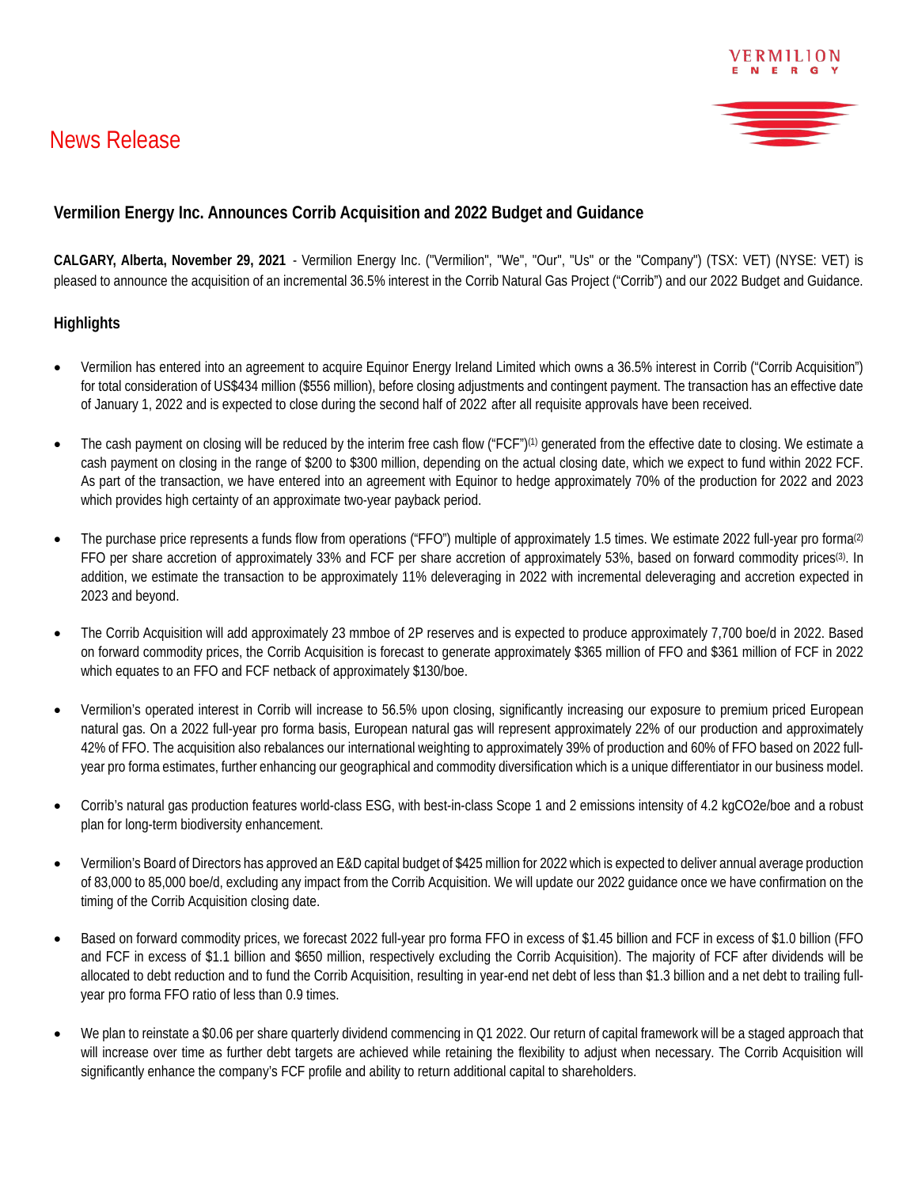# News Release

## Vermilion Energy Inc. Announces Corrib Acquisition and 2022 Budget and Guidance

**CALGARY, Alberta, November 29, 2021** - Vermilion Energy Inc. ("Vermilion", "We", "Our", "Us" or the "Company") (TSX: VET) (NYSE: VET) is pleased to announce the acquisition of an incremental 36.5% interest in the Corrib Natural Gas Project ("Corrib") and our 2022 Budget and Guidance.

### Highlights

- Vermilion has entered into an agreement to acquire Equinor Energy Ireland Limited which owns a 36.5% interest in Corrib ("Corrib Acquisition") for total consideration of US$434 million ($556 million), before closing adjustments and contingent payment. The transaction has an effective date of January 1, 2022 and is expected to close during the second half of 2022 after all requisite approvals have been received.

- The cash payment on closing will be reduced by the interim free cash flow ("FCF")(1) generated from the effective date to closing. We estimate a cash payment on closing in the range of $200 to $300 million, depending on the actual closing date, which we expect to fund within 2022 FCF. As part of the transaction, we have entered into an agreement with Equinor to hedge approximately 70% of the production for 2022 and 2023 which provides high certainty of an approximate two-year payback period.

- The purchase price represents a funds flow from operations ("FFO") multiple of approximately 1.5 times. We estimate 2022 full-year pro forma(2) FFO per share accretion of approximately 33% and FCF per share accretion of approximately 53%, based on forward commodity prices(3). In addition, we estimate the transaction to be approximately 11% deleveraging in 2022 with incremental deleveraging and accretion expected in 2023 and beyond.

- The Corrib Acquisition will add approximately 23 mmboe of 2P reserves and is expected to produce approximately 7,700 boe/d in 2022. Based on forward commodity prices, the Corrib Acquisition is forecast to generate approximately $365 million of FFO and $361 million of FCF in 2022 which equates to an FFO and FCF netback of approximately $130/boe.

- Vermilion's operated interest in Corrib will increase to 56.5% upon closing, significantly increasing our exposure to premium priced European natural gas. On a 2022 full-year pro forma basis, European natural gas will represent approximately 22% of our production and approximately 42% of FFO. The acquisition also rebalances our international weighting to approximately 39% of production and 60% of FFO based on 2022 full-year pro forma estimates, further enhancing our geographical and commodity diversification which is a unique differentiator in our business model.

- Corrib's natural gas production features world-class ESG, with best-in-class Scope 1 and 2 emissions intensity of 4.2 kg$CO_2$e/boe and a robust plan for long-term biodiversity enhancement.

- Vermilion's Board of Directors has approved an E&D capital budget of $425 million for 2022 which is expected to deliver annual average production of 83,000 to 85,000 boe/d, excluding any impact from the Corrib Acquisition. We will update our 2022 guidance once we have confirmation on the timing of the Corrib Acquisition closing date.

- Based on forward commodity prices, we forecast 2022 full-year pro forma FFO in excess of $1.45 billion and FCF in excess of $1.0 billion (FFO and FCF in excess of $1.1 billion and $650 million, respectively excluding the Corrib Acquisition). The majority of FCF after dividends will be allocated to debt reduction and to fund the Corrib Acquisition, resulting in year-end net debt of less than $1.3 billion and a net debt to trailing full-year pro forma FFO ratio of less than 0.9 times.

- We plan to reinstate a $0.06 per share quarterly dividend commencing in Q1 2022. Our return of capital framework will be a staged approach that will increase over time as further debt targets are achieved while retaining the flexibility to adjust when necessary. The Corrib Acquisition will significantly enhance the company's FCF profile and ability to return additional capital to shareholders.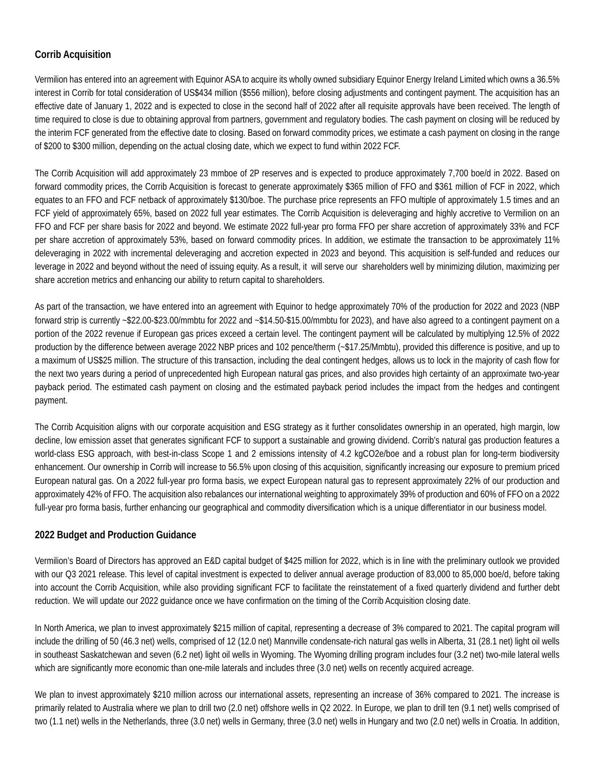## Corrib Acquisition

Vermilion has entered into an agreement with Equinor ASA to acquire its wholly owned subsidiary Equinor Energy Ireland Limited which owns a 36.5% interest in Corrib for total consideration of US$434 million ($556 million), before closing adjustments and contingent payment. The acquisition has an effective date of January 1, 2022 and is expected to close in the second half of 2022 after all requisite approvals have been received. The length of time required to close is due to obtaining approval from partners, government and regulatory bodies. The cash payment on closing will be reduced by the interim FCF generated from the effective date to closing. Based on forward commodity prices, we estimate a cash payment on closing in the range of $200 to $300 million, depending on the actual closing date, which we expect to fund within 2022 FCF.

The Corrib Acquisition will add approximately 23 mmboe of 2P reserves and is expected to produce approximately 7,700 boe/d in 2022. Based on forward commodity prices, the Corrib Acquisition is forecast to generate approximately $365 million of FFO and $361 million of FCF in 2022, which equates to an FFO and FCF netback of approximately $130/boe. The purchase price represents an FFO multiple of approximately 1.5 times and an FCF yield of approximately 65%, based on 2022 full year estimates. The Corrib Acquisition is deleveraging and highly accretive to Vermilion on an FFO and FCF per share basis for 2022 and beyond. We estimate 2022 full-year pro forma FFO per share accretion of approximately 33% and FCF per share accretion of approximately 53%, based on forward commodity prices. In addition, we estimate the transaction to be approximately 11% deleveraging in 2022 with incremental deleveraging and accretion expected in 2023 and beyond. This acquisition is self-funded and reduces our leverage in 2022 and beyond without the need of issuing equity. As a result, it will serve our shareholders well by minimizing dilution, maximizing per share accretion metrics and enhancing our ability to return capital to shareholders.

As part of the transaction, we have entered into an agreement with Equinor to hedge approximately 70% of the production for 2022 and 2023 (NBP forward strip is currently ~$22.00-$23.00/mmbtu for 2022 and ~$14.50-$15.00/mmbtu for 2023), and have also agreed to a contingent payment on a portion of the 2022 revenue if European gas prices exceed a certain level. The contingent payment will be calculated by multiplying 12.5% of 2022 production by the difference between average 2022 NBP prices and 102 pence/therm (~$17.25/Mmbtu), provided this difference is positive, and up to a maximum of US$25 million. The structure of this transaction, including the deal contingent hedges, allows us to lock in the majority of cash flow for the next two years during a period of unprecedented high European natural gas prices, and also provides high certainty of an approximate two-year payback period. The estimated cash payment on closing and the estimated payback period includes the impact from the hedges and contingent payment.

The Corrib Acquisition aligns with our corporate acquisition and ESG strategy as it further consolidates ownership in an operated, high margin, low decline, low emission asset that generates significant FCF to support a sustainable and growing dividend. Corrib's natural gas production features a world-class ESG approach, with best-in-class Scope 1 and 2 emissions intensity of 4.2 kgCO2e/boe and a robust plan for long-term biodiversity enhancement. Our ownership in Corrib will increase to 56.5% upon closing of this acquisition, significantly increasing our exposure to premium priced European natural gas. On a 2022 full-year pro forma basis, we expect European natural gas to represent approximately 22% of our production and approximately 42% of FFO. The acquisition also rebalances our international weighting to approximately 39% of production and 60% of FFO on a 2022 full-year pro forma basis, further enhancing our geographical and commodity diversification which is a unique differentiator in our business model.

## 2022 Budget and Production Guidance

Vermilion's Board of Directors has approved an E&D capital budget of $425 million for 2022, which is in line with the preliminary outlook we provided with our Q3 2021 release. This level of capital investment is expected to deliver annual average production of 83,000 to 85,000 boe/d, before taking into account the Corrib Acquisition, while also providing significant FCF to facilitate the reinstatement of a fixed quarterly dividend and further debt reduction. We will update our 2022 guidance once we have confirmation on the timing of the Corrib Acquisition closing date.

In North America, we plan to invest approximately $215 million of capital, representing a decrease of 3% compared to 2021. The capital program will include the drilling of 50 (46.3 net) wells, comprised of 12 (12.0 net) Mannville condensate-rich natural gas wells in Alberta, 31 (28.1 net) light oil wells in southeast Saskatchewan and seven (6.2 net) light oil wells in Wyoming. The Wyoming drilling program includes four (3.2 net) two-mile lateral wells which are significantly more economic than one-mile laterals and includes three (3.0 net) wells on recently acquired acreage.

We plan to invest approximately $210 million across our international assets, representing an increase of 36% compared to 2021. The increase is primarily related to Australia where we plan to drill two (2.0 net) offshore wells in Q2 2022. In Europe, we plan to drill ten (9.1 net) wells comprised of two (1.1 net) wells in the Netherlands, three (3.0 net) wells in Germany, three (3.0 net) wells in Hungary and two (2.0 net) wells in Croatia. In addition,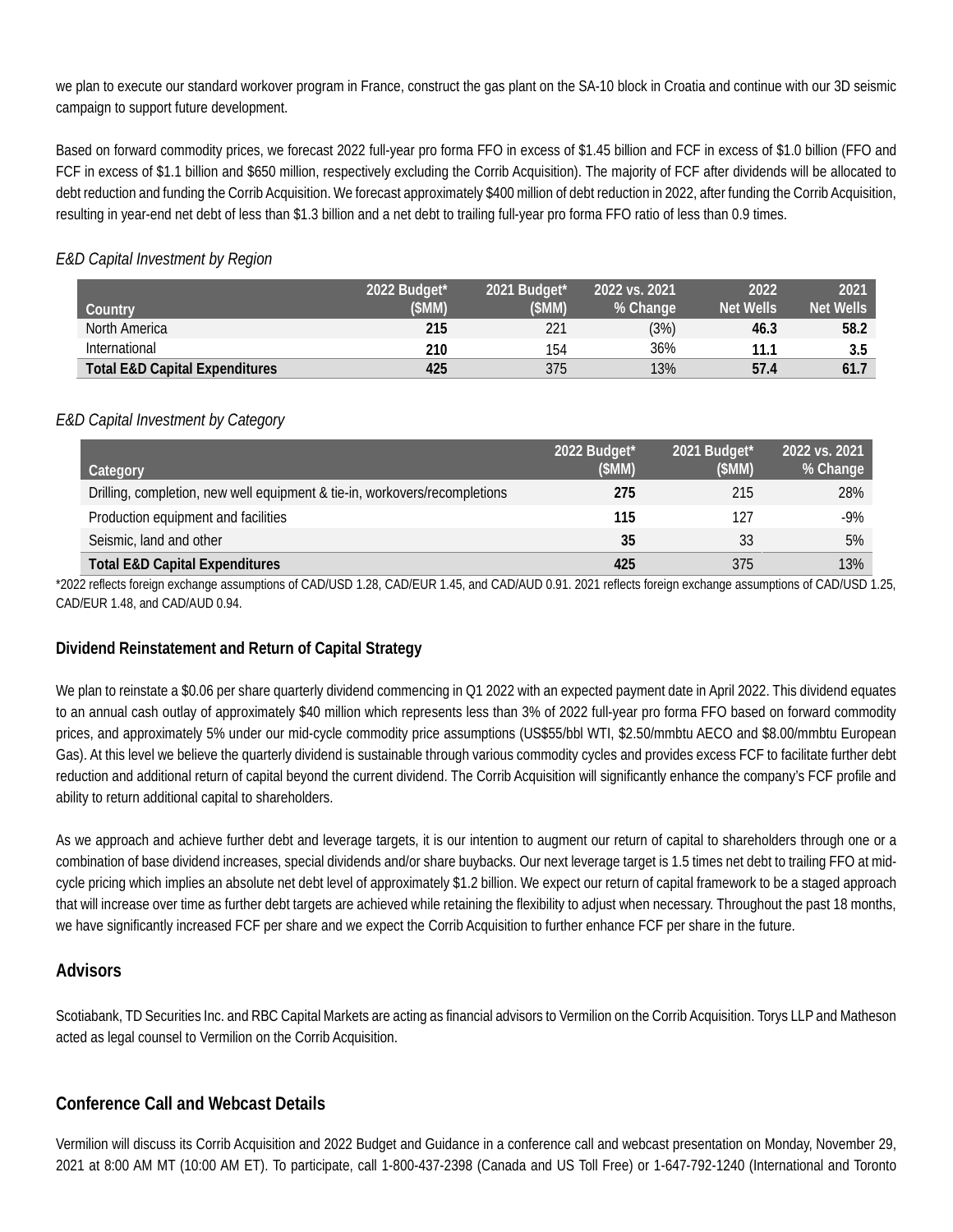we plan to execute our standard workover program in France, construct the gas plant on the SA-10 block in Croatia and continue with our 3D seismic campaign to support future development.

Based on forward commodity prices, we forecast 2022 full-year pro forma FFO in excess of $1.45 billion and FCF in excess of $1.0 billion (FFO and FCF in excess of $1.1 billion and $650 million, respectively excluding the Corrib Acquisition). The majority of FCF after dividends will be allocated to debt reduction and funding the Corrib Acquisition. We forecast approximately $400 million of debt reduction in 2022, after funding the Corrib Acquisition, resulting in year-end net debt of less than $1.3 billion and a net debt to trailing full-year pro forma FFO ratio of less than 0.9 times.

*E&D Capital Investment by Region*

| Country | 2022 Budget* ($MM) | 2021 Budget* ($MM) | 2022 vs. 2021 % Change | 2022 Net Wells | 2021 Net Wells |
|---|---|---|---|---|---|
| North America | **215** | 221 | (3%) | **46.3** | **58.2** |
| International | **210** | 154 | 36% | **11.1** | **3.5** |
| **Total E&D Capital Expenditures** | **425** | 375 | 13% | **57.4** | **61.7** |

*E&D Capital Investment by Category*

| Category | 2022 Budget* ($MM) | 2021 Budget* ($MM) | 2022 vs. 2021 % Change |
|---|---|---|---|
| Drilling, completion, new well equipment & tie-in, workovers/recompletions | **275** | 215 | 28% |
| Production equipment and facilities | **115** | 127 | -9% |
| Seismic, land and other | **35** | 33 | 5% |
| **Total E&D Capital Expenditures** | **425** | 375 | 13% |

*2022 reflects foreign exchange assumptions of CAD/USD 1.28, CAD/EUR 1.45, and CAD/AUD 0.91. 2021 reflects foreign exchange assumptions of CAD/USD 1.25, CAD/EUR 1.48, and CAD/AUD 0.94.

### Dividend Reinstatement and Return of Capital Strategy

We plan to reinstate a $0.06 per share quarterly dividend commencing in Q1 2022 with an expected payment date in April 2022. This dividend equates to an annual cash outlay of approximately $40 million which represents less than 3% of 2022 full-year pro forma FFO based on forward commodity prices, and approximately 5% under our mid-cycle commodity price assumptions (US$55/bbl WTI, $2.50/mmbtu AECO and $8.00/mmbtu European Gas). At this level we believe the quarterly dividend is sustainable through various commodity cycles and provides excess FCF to facilitate further debt reduction and additional return of capital beyond the current dividend. The Corrib Acquisition will significantly enhance the company's FCF profile and ability to return additional capital to shareholders.

As we approach and achieve further debt and leverage targets, it is our intention to augment our return of capital to shareholders through one or a combination of base dividend increases, special dividends and/or share buybacks. Our next leverage target is 1.5 times net debt to trailing FFO at mid-cycle pricing which implies an absolute net debt level of approximately $1.2 billion. We expect our return of capital framework to be a staged approach that will increase over time as further debt targets are achieved while retaining the flexibility to adjust when necessary. Throughout the past 18 months, we have significantly increased FCF per share and we expect the Corrib Acquisition to further enhance FCF per share in the future.

## Advisors

Scotiabank, TD Securities Inc. and RBC Capital Markets are acting as financial advisors to Vermilion on the Corrib Acquisition. Torys LLP and Matheson acted as legal counsel to Vermilion on the Corrib Acquisition.

## Conference Call and Webcast Details

Vermilion will discuss its Corrib Acquisition and 2022 Budget and Guidance in a conference call and webcast presentation on Monday, November 29, 2021 at 8:00 AM MT (10:00 AM ET). To participate, call 1-800-437-2398 (Canada and US Toll Free) or 1-647-792-1240 (International and Toronto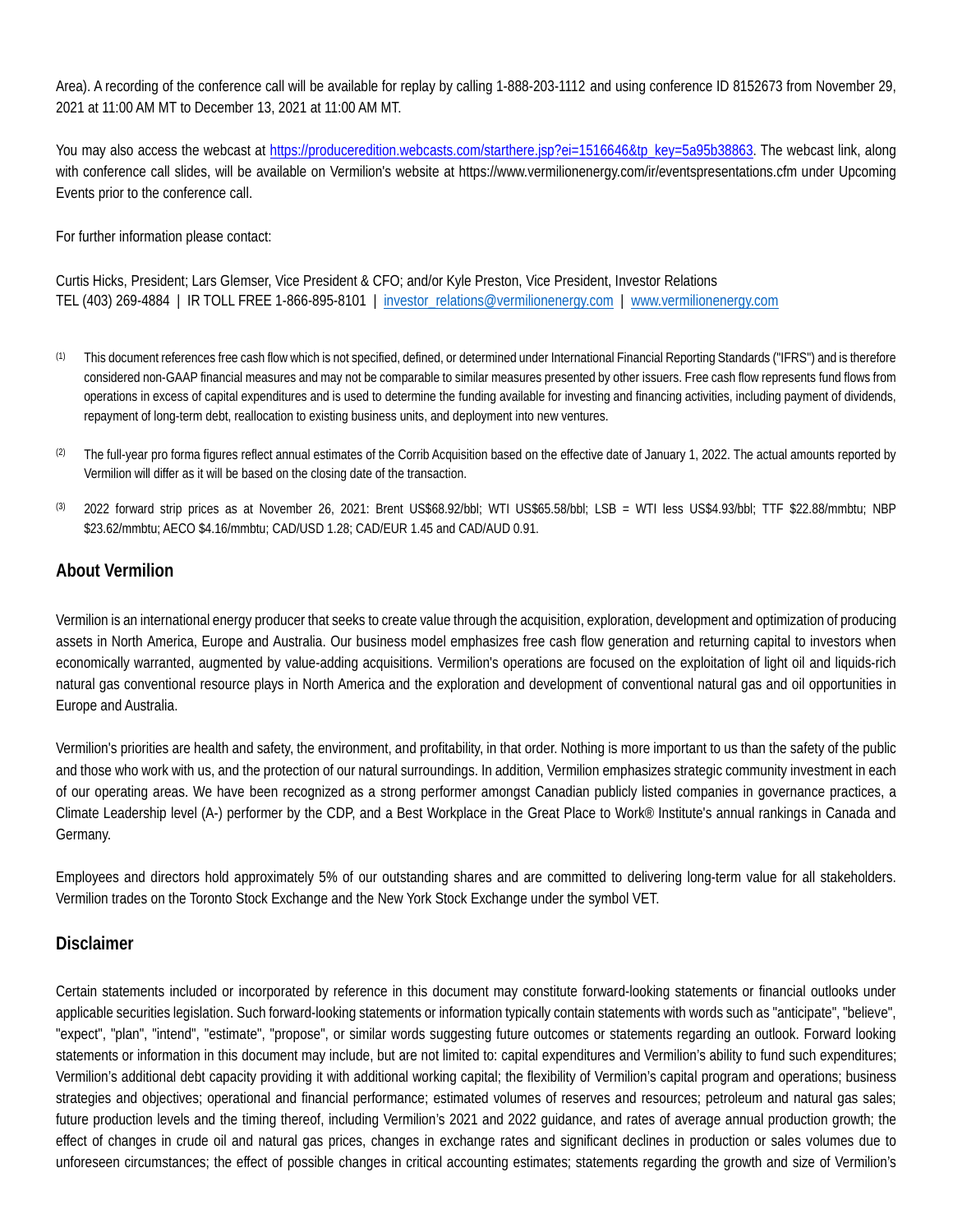Area). A recording of the conference call will be available for replay by calling 1-888-203-1112 and using conference ID 8152673 from November 29, 2021 at 11:00 AM MT to December 13, 2021 at 11:00 AM MT.

You may also access the webcast at https://produceredition.webcasts.com/starthere.jsp?ei=1516646&tp_key=5a95b38863. The webcast link, along with conference call slides, will be available on Vermilion's website at https://www.vermilionenergy.com/ir/eventspresentations.cfm under Upcoming Events prior to the conference call.

For further information please contact:

Curtis Hicks, President; Lars Glemser, Vice President & CFO; and/or Kyle Preston, Vice President, Investor Relations
TEL (403) 269-4884 | IR TOLL FREE 1-866-895-8101 | investor_relations@vermilionenergy.com | www.vermilionenergy.com

[1] This document references free cash flow which is not specified, defined, or determined under International Financial Reporting Standards ("IFRS") and is therefore considered non-GAAP financial measures and may not be comparable to similar measures presented by other issuers. Free cash flow represents fund flows from operations in excess of capital expenditures and is used to determine the funding available for investing and financing activities, including payment of dividends, repayment of long-term debt, reallocation to existing business units, and deployment into new ventures.

[2] The full-year pro forma figures reflect annual estimates of the Corrib Acquisition based on the effective date of January 1, 2022. The actual amounts reported by Vermilion will differ as it will be based on the closing date of the transaction.

[3] 2022 forward strip prices as at November 26, 2021: Brent US$68.92/bbl; WTI US$65.58/bbl; LSB = WTI less US$4.93/bbl; TTF $22.88/mmbtu; NBP $23.62/mmbtu; AECO $4.16/mmbtu; CAD/USD 1.28; CAD/EUR 1.45 and CAD/AUD 0.91.

## About Vermilion

Vermilion is an international energy producer that seeks to create value through the acquisition, exploration, development and optimization of producing assets in North America, Europe and Australia. Our business model emphasizes free cash flow generation and returning capital to investors when economically warranted, augmented by value-adding acquisitions. Vermilion's operations are focused on the exploitation of light oil and liquids-rich natural gas conventional resource plays in North America and the exploration and development of conventional natural gas and oil opportunities in Europe and Australia.

Vermilion's priorities are health and safety, the environment, and profitability, in that order. Nothing is more important to us than the safety of the public and those who work with us, and the protection of our natural surroundings. In addition, Vermilion emphasizes strategic community investment in each of our operating areas. We have been recognized as a strong performer amongst Canadian publicly listed companies in governance practices, a Climate Leadership level (A-) performer by the CDP, and a Best Workplace in the Great Place to Work® Institute's annual rankings in Canada and Germany.

Employees and directors hold approximately 5% of our outstanding shares and are committed to delivering long-term value for all stakeholders. Vermilion trades on the Toronto Stock Exchange and the New York Stock Exchange under the symbol VET.

## Disclaimer

Certain statements included or incorporated by reference in this document may constitute forward-looking statements or financial outlooks under applicable securities legislation. Such forward-looking statements or information typically contain statements with words such as "anticipate", "believe", "expect", "plan", "intend", "estimate", "propose", or similar words suggesting future outcomes or statements regarding an outlook. Forward looking statements or information in this document may include, but are not limited to: capital expenditures and Vermilion's ability to fund such expenditures; Vermilion's additional debt capacity providing it with additional working capital; the flexibility of Vermilion's capital program and operations; business strategies and objectives; operational and financial performance; estimated volumes of reserves and resources; petroleum and natural gas sales; future production levels and the timing thereof, including Vermilion's 2021 and 2022 guidance, and rates of average annual production growth; the effect of changes in crude oil and natural gas prices, changes in exchange rates and significant declines in production or sales volumes due to unforeseen circumstances; the effect of possible changes in critical accounting estimates; statements regarding the growth and size of Vermilion's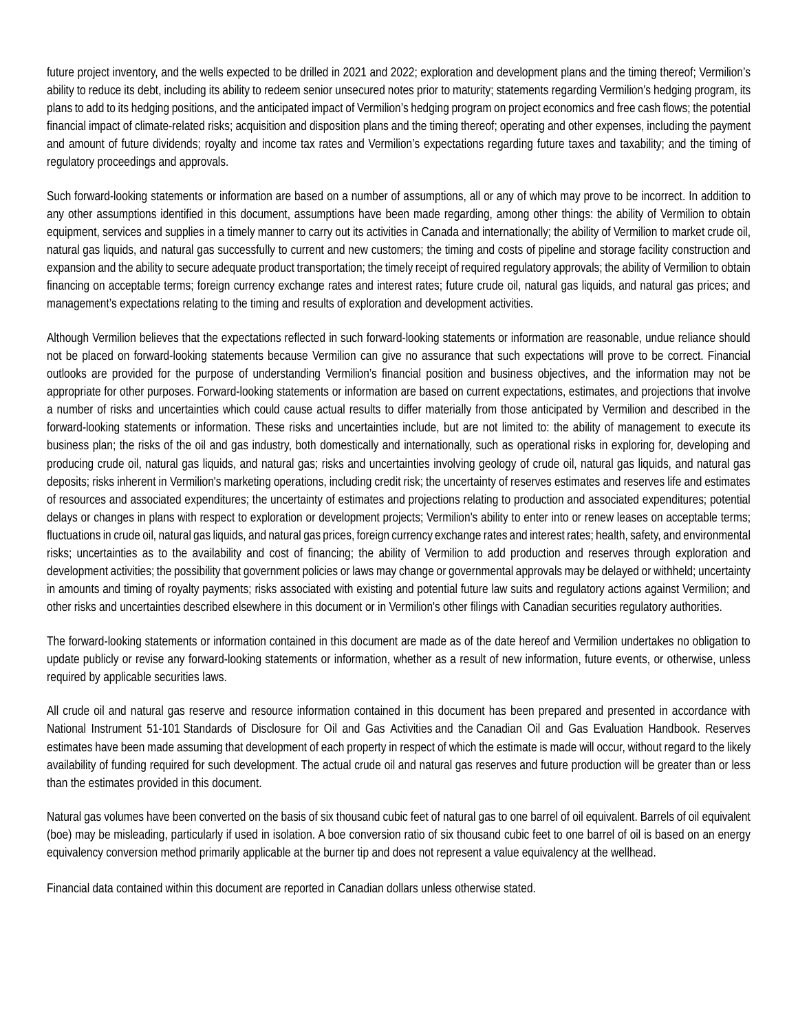future project inventory, and the wells expected to be drilled in 2021 and 2022; exploration and development plans and the timing thereof; Vermilion's ability to reduce its debt, including its ability to redeem senior unsecured notes prior to maturity; statements regarding Vermilion's hedging program, its plans to add to its hedging positions, and the anticipated impact of Vermilion's hedging program on project economics and free cash flows; the potential financial impact of climate-related risks; acquisition and disposition plans and the timing thereof; operating and other expenses, including the payment and amount of future dividends; royalty and income tax rates and Vermilion's expectations regarding future taxes and taxability; and the timing of regulatory proceedings and approvals.

Such forward-looking statements or information are based on a number of assumptions, all or any of which may prove to be incorrect. In addition to any other assumptions identified in this document, assumptions have been made regarding, among other things: the ability of Vermilion to obtain equipment, services and supplies in a timely manner to carry out its activities in Canada and internationally; the ability of Vermilion to market crude oil, natural gas liquids, and natural gas successfully to current and new customers; the timing and costs of pipeline and storage facility construction and expansion and the ability to secure adequate product transportation; the timely receipt of required regulatory approvals; the ability of Vermilion to obtain financing on acceptable terms; foreign currency exchange rates and interest rates; future crude oil, natural gas liquids, and natural gas prices; and management's expectations relating to the timing and results of exploration and development activities.

Although Vermilion believes that the expectations reflected in such forward-looking statements or information are reasonable, undue reliance should not be placed on forward-looking statements because Vermilion can give no assurance that such expectations will prove to be correct. Financial outlooks are provided for the purpose of understanding Vermilion's financial position and business objectives, and the information may not be appropriate for other purposes. Forward-looking statements or information are based on current expectations, estimates, and projections that involve a number of risks and uncertainties which could cause actual results to differ materially from those anticipated by Vermilion and described in the forward-looking statements or information. These risks and uncertainties include, but are not limited to: the ability of management to execute its business plan; the risks of the oil and gas industry, both domestically and internationally, such as operational risks in exploring for, developing and producing crude oil, natural gas liquids, and natural gas; risks and uncertainties involving geology of crude oil, natural gas liquids, and natural gas deposits; risks inherent in Vermilion's marketing operations, including credit risk; the uncertainty of reserves estimates and reserves life and estimates of resources and associated expenditures; the uncertainty of estimates and projections relating to production and associated expenditures; potential delays or changes in plans with respect to exploration or development projects; Vermilion's ability to enter into or renew leases on acceptable terms; fluctuations in crude oil, natural gas liquids, and natural gas prices, foreign currency exchange rates and interest rates; health, safety, and environmental risks; uncertainties as to the availability and cost of financing; the ability of Vermilion to add production and reserves through exploration and development activities; the possibility that government policies or laws may change or governmental approvals may be delayed or withheld; uncertainty in amounts and timing of royalty payments; risks associated with existing and potential future law suits and regulatory actions against Vermilion; and other risks and uncertainties described elsewhere in this document or in Vermilion's other filings with Canadian securities regulatory authorities.

The forward-looking statements or information contained in this document are made as of the date hereof and Vermilion undertakes no obligation to update publicly or revise any forward-looking statements or information, whether as a result of new information, future events, or otherwise, unless required by applicable securities laws.

All crude oil and natural gas reserve and resource information contained in this document has been prepared and presented in accordance with National Instrument 51-101 Standards of Disclosure for Oil and Gas Activities and the Canadian Oil and Gas Evaluation Handbook. Reserves estimates have been made assuming that development of each property in respect of which the estimate is made will occur, without regard to the likely availability of funding required for such development. The actual crude oil and natural gas reserves and future production will be greater than or less than the estimates provided in this document.

Natural gas volumes have been converted on the basis of six thousand cubic feet of natural gas to one barrel of oil equivalent. Barrels of oil equivalent (boe) may be misleading, particularly if used in isolation. A boe conversion ratio of six thousand cubic feet to one barrel of oil is based on an energy equivalency conversion method primarily applicable at the burner tip and does not represent a value equivalency at the wellhead.

Financial data contained within this document are reported in Canadian dollars unless otherwise stated.